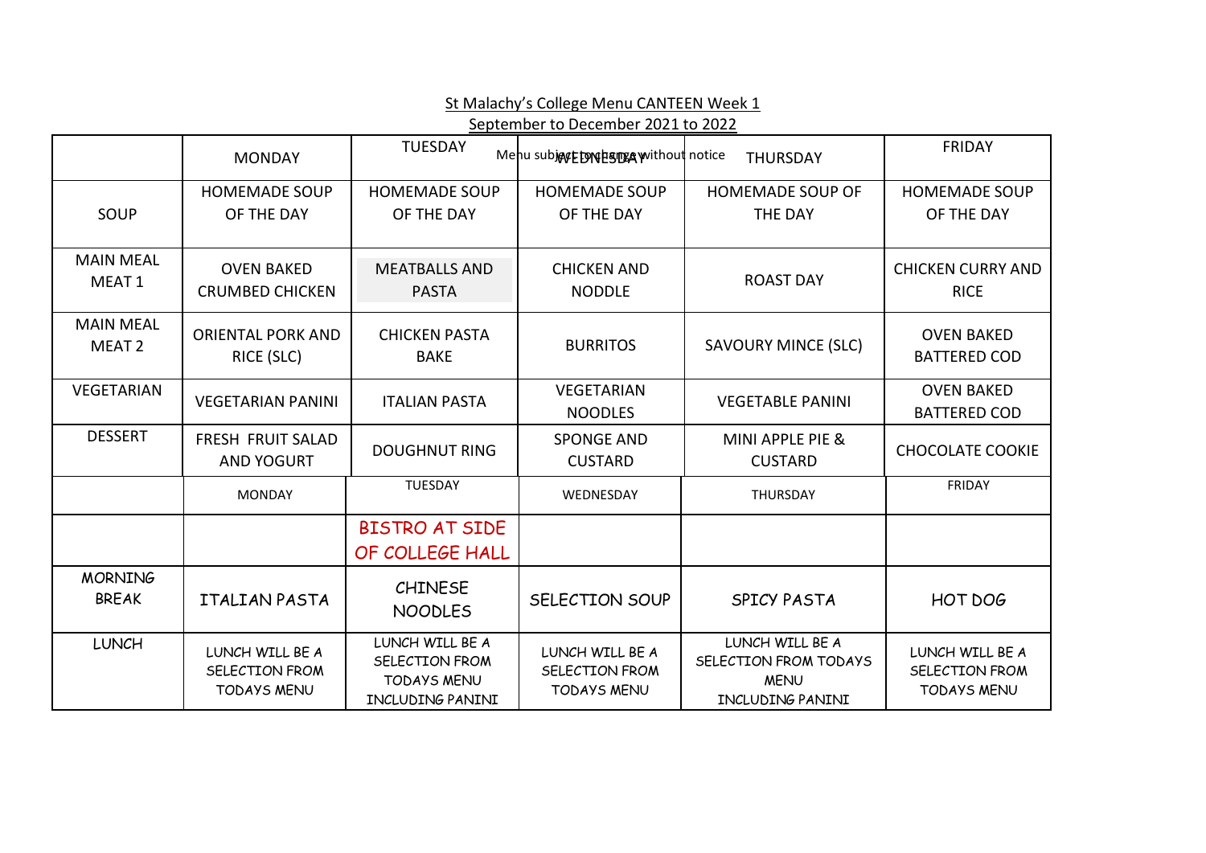St Malachy's College Menu CANTEEN Week 1

September to December 2021 to 2022

Menu subject to change without notice

| | MONDAY | TUESDAY | WEDNESDAY | THURSDAY | FRIDAY |
|---|---|---|---|---|---|
| SOUP | HOMEMADE SOUP OF THE DAY | HOMEMADE SOUP OF THE DAY | HOMEMADE SOUP OF THE DAY | HOMEMADE SOUP OF THE DAY | HOMEMADE SOUP OF THE DAY |
| MAIN MEAL MEAT 1 | OVEN BAKED CRUMBED CHICKEN | MEATBALLS AND PASTA | CHICKEN AND NODDLE | ROAST DAY | CHICKEN CURRY AND RICE |
| MAIN MEAL MEAT 2 | ORIENTAL PORK AND RICE (SLC) | CHICKEN PASTA BAKE | BURRITOS | SAVOURY MINCE (SLC) | OVEN BAKED BATTERED COD |
| VEGETARIAN | VEGETARIAN PANINI | ITALIAN PASTA | VEGETARIAN NOODLES | VEGETABLE PANINI | OVEN BAKED BATTERED COD |
| DESSERT | FRESH FRUIT SALAD AND YOGURT | DOUGHNUT RING | SPONGE AND CUSTARD | MINI APPLE PIE & CUSTARD | CHOCOLATE COOKIE |

| | MONDAY | TUESDAY | WEDNESDAY | THURSDAY | FRIDAY |
|---|---|---|---|---|---|
| | | BISTRO AT SIDE OF COLLEGE HALL | | | |
| MORNING BREAK | ITALIAN PASTA | CHINESE NOODLES | SELECTION SOUP | SPICY PASTA | HOT DOG |
| LUNCH | LUNCH WILL BE A SELECTION FROM TODAYS MENU | LUNCH WILL BE A SELECTION FROM TODAYS MENU INCLUDING PANINI | LUNCH WILL BE A SELECTION FROM TODAYS MENU | LUNCH WILL BE A SELECTION FROM TODAYS MENU INCLUDING PANINI | LUNCH WILL BE A SELECTION FROM TODAYS MENU |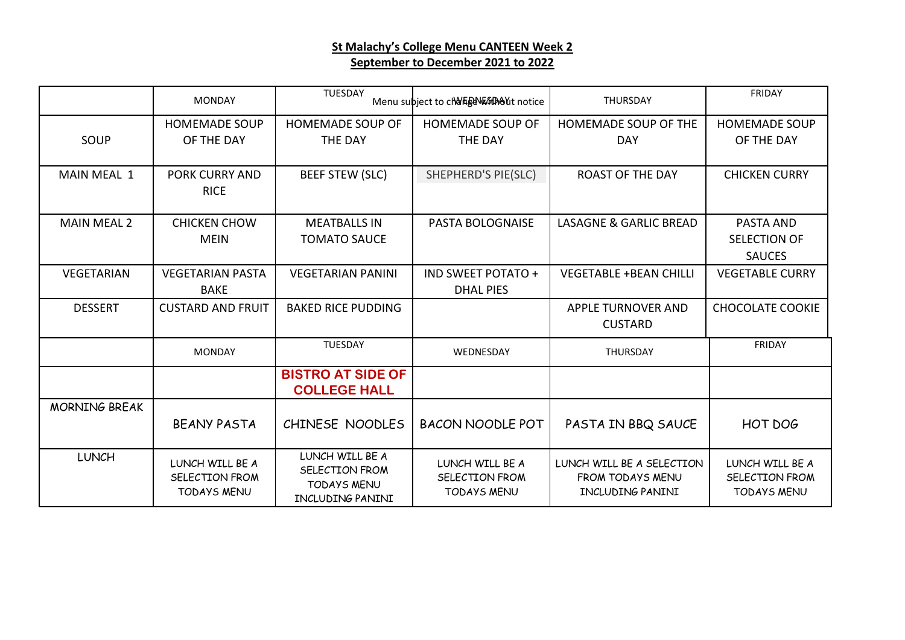## St Malachy's College Menu CANTEEN Week 2

## September to December 2021 to 2022

Menu subject to change without notice

| | MONDAY | TUESDAY | WEDNESDAY | THURSDAY | FRIDAY |
|---|---|---|---|---|---|
| SOUP | HOMEMADE SOUP OF THE DAY | HOMEMADE SOUP OF THE DAY | HOMEMADE SOUP OF THE DAY | HOMEMADE SOUP OF THE DAY | HOMEMADE SOUP OF THE DAY |
| MAIN MEAL 1 | PORK CURRY AND RICE | BEEF STEW (SLC) | SHEPHERD'S PIE(SLC) | ROAST OF THE DAY | CHICKEN CURRY |
| MAIN MEAL 2 | CHICKEN CHOW MEIN | MEATBALLS IN TOMATO SAUCE | PASTA BOLOGNAISE | LASAGNE & GARLIC BREAD | PASTA AND SELECTION OF SAUCES |
| VEGETARIAN | VEGETARIAN PASTA BAKE | VEGETARIAN PANINI | IND SWEET POTATO + DHAL PIES | VEGETABLE +BEAN CHILLI | VEGETABLE CURRY |
| DESSERT | CUSTARD AND FRUIT | BAKED RICE PUDDING | | APPLE TURNOVER AND CUSTARD | CHOCOLATE COOKIE |

| | MONDAY | TUESDAY | WEDNESDAY | THURSDAY | FRIDAY |
|---|---|---|---|---|---|
| | | **BISTRO AT SIDE OF COLLEGE HALL** | | | |
| MORNING BREAK | BEANY PASTA | CHINESE NOODLES | BACON NOODLE POT | PASTA IN BBQ SAUCE | HOT DOG |
| LUNCH | LUNCH WILL BE A SELECTION FROM TODAYS MENU | LUNCH WILL BE A SELECTION FROM TODAYS MENU INCLUDING PANINI | LUNCH WILL BE A SELECTION FROM TODAYS MENU | LUNCH WILL BE A SELECTION FROM TODAYS MENU INCLUDING PANINI | LUNCH WILL BE A SELECTION FROM TODAYS MENU |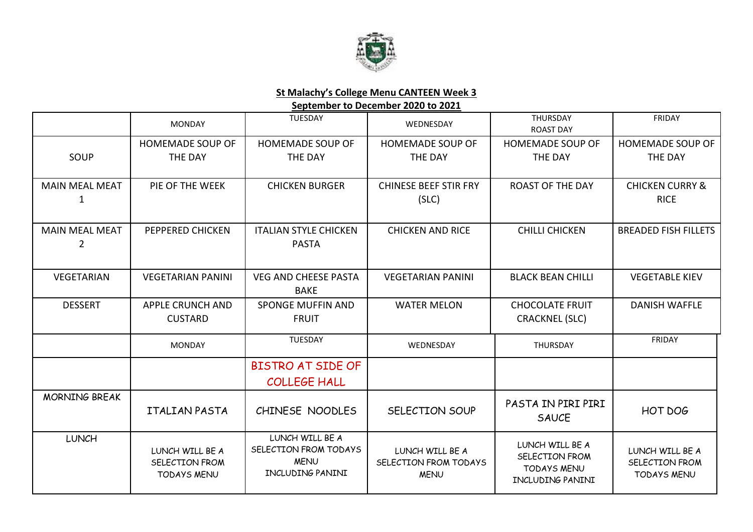**St Malachy's College Menu CANTEEN Week 3**

**September to December 2020 to 2021**

| | MONDAY | TUESDAY | WEDNESDAY | THURSDAY ROAST DAY | FRIDAY |
|---|---|---|---|---|---|
| SOUP | HOMEMADE SOUP OF THE DAY | HOMEMADE SOUP OF THE DAY | HOMEMADE SOUP OF THE DAY | HOMEMADE SOUP OF THE DAY | HOMEMADE SOUP OF THE DAY |
| MAIN MEAL MEAT 1 | PIE OF THE WEEK | CHICKEN BURGER | CHINESE BEEF STIR FRY (SLC) | ROAST OF THE DAY | CHICKEN CURRY & RICE |
| MAIN MEAL MEAT 2 | PEPPERED CHICKEN | ITALIAN STYLE CHICKEN PASTA | CHICKEN AND RICE | CHILLI CHICKEN | BREADED FISH FILLETS |
| VEGETARIAN | VEGETARIAN PANINI | VEG AND CHEESE PASTA BAKE | VEGETARIAN PANINI | BLACK BEAN CHILLI | VEGETABLE KIEV |
| DESSERT | APPLE CRUNCH AND CUSTARD | SPONGE MUFFIN AND FRUIT | WATER MELON | CHOCOLATE FRUIT CRACKNEL (SLC) | DANISH WAFFLE |

| | MONDAY | TUESDAY | WEDNESDAY | THURSDAY | FRIDAY |
|---|---|---|---|---|---|
| | | BISTRO AT SIDE OF COLLEGE HALL | | | |
| MORNING BREAK | ITALIAN PASTA | CHINESE NOODLES | SELECTION SOUP | PASTA IN PIRI PIRI SAUCE | HOT DOG |
| LUNCH | LUNCH WILL BE A SELECTION FROM TODAYS MENU | LUNCH WILL BE A SELECTION FROM TODAYS MENU INCLUDING PANINI | LUNCH WILL BE A SELECTION FROM TODAYS MENU | LUNCH WILL BE A SELECTION FROM TODAYS MENU INCLUDING PANINI | LUNCH WILL BE A SELECTION FROM TODAYS MENU |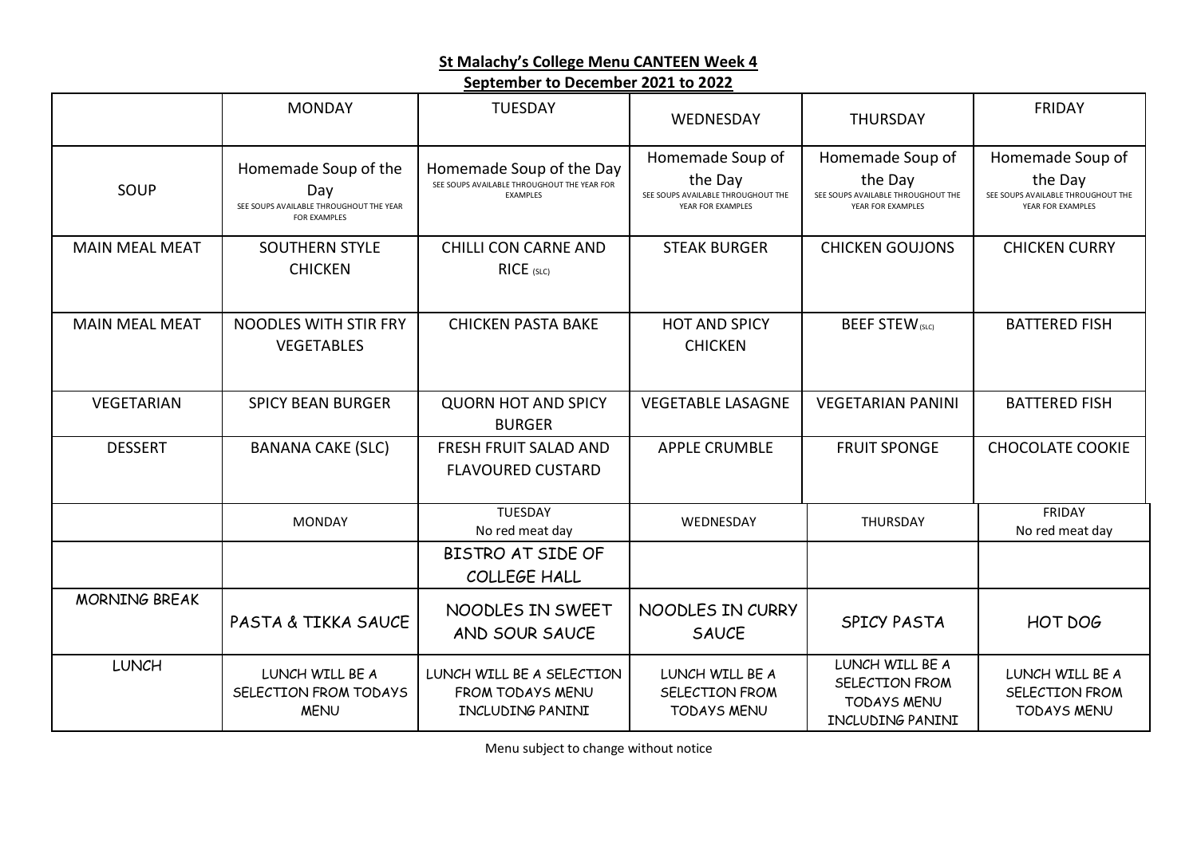**St Malachy's College Menu CANTEEN Week 4**

**September to December 2021 to 2022**

| | MONDAY | TUESDAY | WEDNESDAY | THURSDAY | FRIDAY |
|---|---|---|---|---|---|
| SOUP | Homemade Soup of the Day SEE SOUPS AVAILABLE THROUGHOUT THE YEAR FOR EXAMPLES | Homemade Soup of the Day SEE SOUPS AVAILABLE THROUGHOUT THE YEAR FOR EXAMPLES | Homemade Soup of the Day SEE SOUPS AVAILABLE THROUGHOUT THE YEAR FOR EXAMPLES | Homemade Soup of the Day SEE SOUPS AVAILABLE THROUGHOUT THE YEAR FOR EXAMPLES | Homemade Soup of the Day SEE SOUPS AVAILABLE THROUGHOUT THE YEAR FOR EXAMPLES |
| MAIN MEAL MEAT | SOUTHERN STYLE CHICKEN | CHILLI CON CARNE AND RICE (SLC) | STEAK BURGER | CHICKEN GOUJONS | CHICKEN CURRY |
| MAIN MEAL MEAT | NOODLES WITH STIR FRY VEGETABLES | CHICKEN PASTA BAKE | HOT AND SPICY CHICKEN | BEEF STEW (SLC) | BATTERED FISH |
| VEGETARIAN | SPICY BEAN BURGER | QUORN HOT AND SPICY BURGER | VEGETABLE LASAGNE | VEGETARIAN PANINI | BATTERED FISH |
| DESSERT | BANANA CAKE (SLC) | FRESH FRUIT SALAD AND FLAVOURED CUSTARD | APPLE CRUMBLE | FRUIT SPONGE | CHOCOLATE COOKIE |
| | MONDAY | TUESDAY No red meat day | WEDNESDAY | THURSDAY | FRIDAY No red meat day |
| | | BISTRO AT SIDE OF COLLEGE HALL | | | |
| MORNING BREAK | PASTA & TIKKA SAUCE | NOODLES IN SWEET AND SOUR SAUCE | NOODLES IN CURRY SAUCE | SPICY PASTA | HOT DOG |
| LUNCH | LUNCH WILL BE A SELECTION FROM TODAYS MENU | LUNCH WILL BE A SELECTION FROM TODAYS MENU INCLUDING PANINI | LUNCH WILL BE A SELECTION FROM TODAYS MENU | LUNCH WILL BE A SELECTION FROM TODAYS MENU INCLUDING PANINI | LUNCH WILL BE A SELECTION FROM TODAYS MENU |

Menu subject to change without notice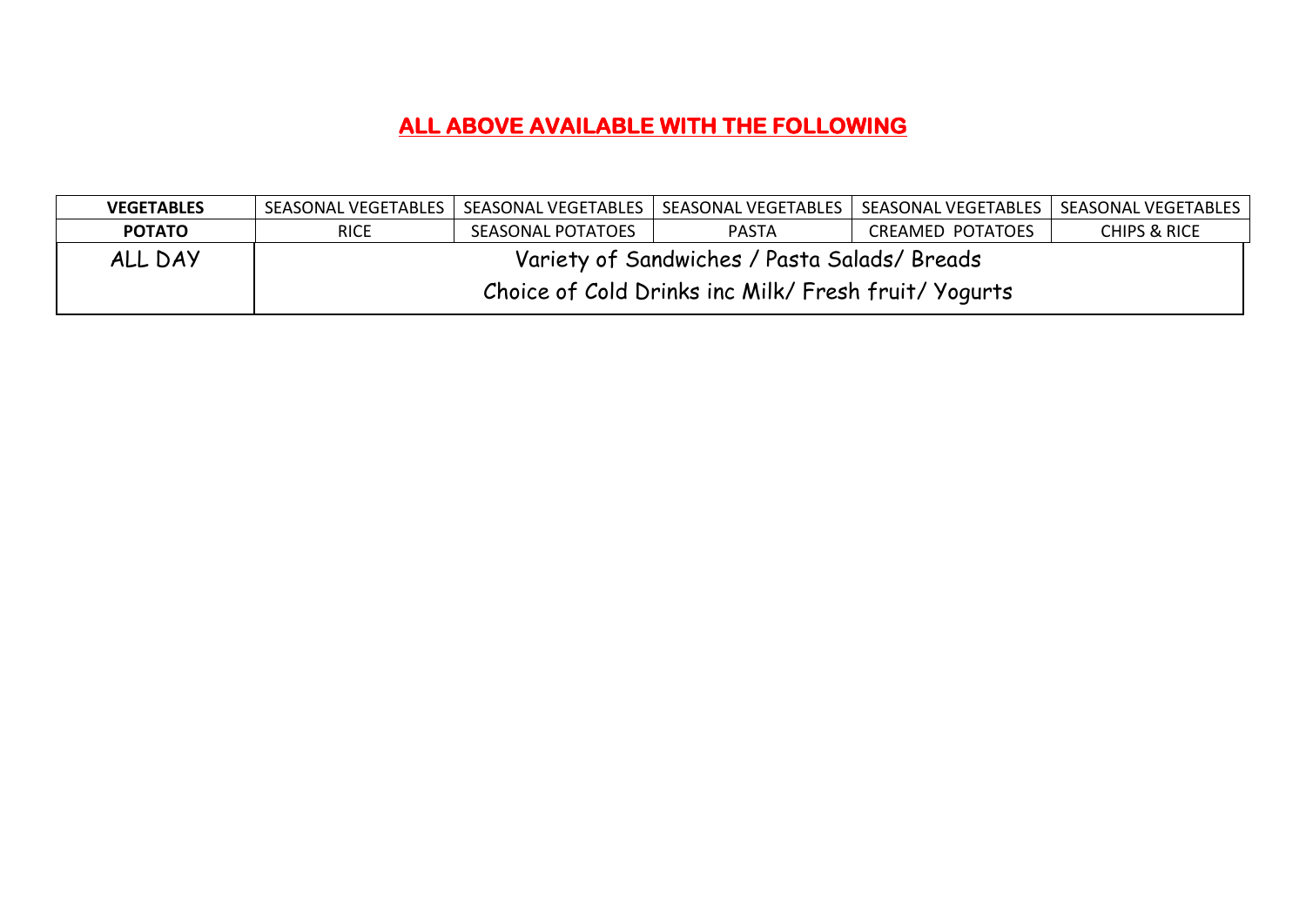## ALL ABOVE AVAILABLE WITH THE FOLLOWING

| VEGETABLES | SEASONAL VEGETABLES | SEASONAL VEGETABLES | SEASONAL VEGETABLES | SEASONAL VEGETABLES | SEASONAL VEGETABLES |
|---|---|---|---|---|---|
| **POTATO** | RICE | SEASONAL POTATOES | PASTA | CREAMED POTATOES | CHIPS & RICE |
| ALL DAY | Variety of Sandwiches / Pasta Salads/ Breads<br>Choice of Cold Drinks inc Milk/ Fresh fruit/ Yogurts | | | | |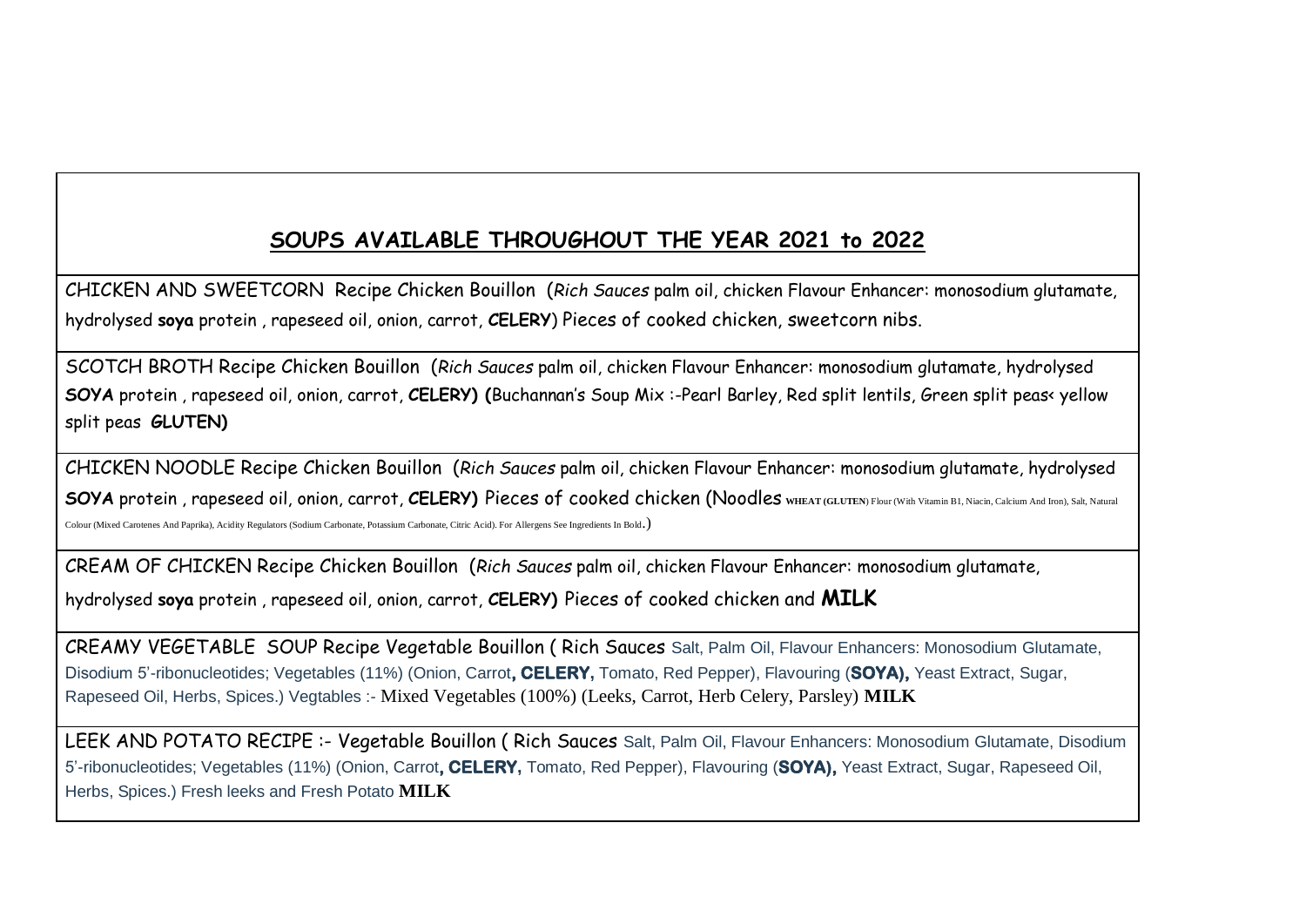## SOUPS AVAILABLE THROUGHOUT THE YEAR 2021 to 2022

| |
|---|
| CHICKEN AND SWEETCORN Recipe Chicken Bouillon (*Rich Sauces* palm oil, chicken Flavour Enhancer: monosodium glutamate, hydrolysed **soya** protein , rapeseed oil, onion, carrot, **CELERY**) Pieces of cooked chicken, sweetcorn nibs. |
| SCOTCH BROTH Recipe Chicken Bouillon (*Rich Sauces* palm oil, chicken Flavour Enhancer: monosodium glutamate, hydrolysed **SOYA** protein , rapeseed oil, onion, carrot, **CELERY) (**Buchannan's Soup Mix :-Pearl Barley, Red split lentils, Green split peas< yellow split peas **GLUTEN)** |
| CHICKEN NOODLE Recipe Chicken Bouillon (*Rich Sauces* palm oil, chicken Flavour Enhancer: monosodium glutamate, hydrolysed **SOYA** protein , rapeseed oil, onion, carrot, **CELERY)** Pieces of cooked chicken (Noodles **WHEAT (GLUTEN**) Flour (With Vitamin B1, Niacin, Calcium And Iron), Salt, Natural Colour (Mixed Carotenes And Paprika), Acidity Regulators (Sodium Carbonate, Potassium Carbonate, Citric Acid). For Allergens See Ingredients In Bold.) |
| CREAM OF CHICKEN Recipe Chicken Bouillon (*Rich Sauces* palm oil, chicken Flavour Enhancer: monosodium glutamate, hydrolysed **soya** protein , rapeseed oil, onion, carrot, **CELERY)** Pieces of cooked chicken and **MILK** |
| CREAMY VEGETABLE SOUP Recipe Vegetable Bouillon ( Rich Sauces Salt, Palm Oil, Flavour Enhancers: Monosodium Glutamate, Disodium 5'-ribonucleotides; Vegetables (11%) (Onion, Carrot**, CELERY,** Tomato, Red Pepper), Flavouring (**SOYA),** Yeast Extract, Sugar, Rapeseed Oil, Herbs, Spices.) Vegtables :- Mixed Vegetables (100%) (Leeks, Carrot, Herb Celery, Parsley) **MILK** |
| LEEK AND POTATO RECIPE :- Vegetable Bouillon ( Rich Sauces Salt, Palm Oil, Flavour Enhancers: Monosodium Glutamate, Disodium 5'-ribonucleotides; Vegetables (11%) (Onion, Carrot**, CELERY,** Tomato, Red Pepper), Flavouring (**SOYA),** Yeast Extract, Sugar, Rapeseed Oil, Herbs, Spices.) Fresh leeks and Fresh Potato **MILK** |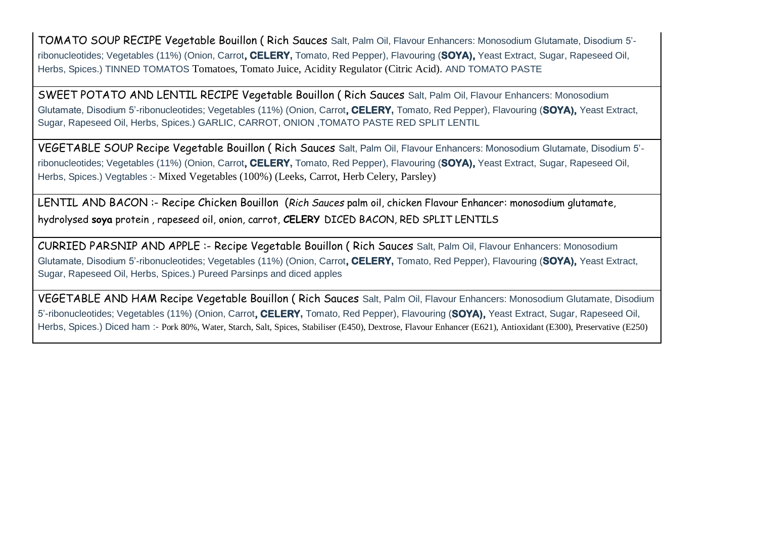| |
|---|
| TOMATO SOUP RECIPE Vegetable Bouillon ( Rich Sauces Salt, Palm Oil, Flavour Enhancers: Monosodium Glutamate, Disodium 5'-ribonucleotides; Vegetables (11%) (Onion, Carrot**, CELERY,** Tomato, Red Pepper), Flavouring (**SOYA),** Yeast Extract, Sugar, Rapeseed Oil, Herbs, Spices.) TINNED TOMATOS Tomatoes, Tomato Juice, Acidity Regulator (Citric Acid). AND TOMATO PASTE |
| SWEET POTATO AND LENTIL RECIPE Vegetable Bouillon ( Rich Sauces Salt, Palm Oil, Flavour Enhancers: Monosodium Glutamate, Disodium 5'-ribonucleotides; Vegetables (11%) (Onion, Carrot**, CELERY,** Tomato, Red Pepper), Flavouring (**SOYA),** Yeast Extract, Sugar, Rapeseed Oil, Herbs, Spices.) GARLIC, CARROT, ONION ,TOMATO PASTE RED SPLIT LENTIL |
| VEGETABLE SOUP Recipe Vegetable Bouillon ( Rich Sauces Salt, Palm Oil, Flavour Enhancers: Monosodium Glutamate, Disodium 5'-ribonucleotides; Vegetables (11%) (Onion, Carrot**, CELERY,** Tomato, Red Pepper), Flavouring (**SOYA),** Yeast Extract, Sugar, Rapeseed Oil, Herbs, Spices.) Vegtables :- Mixed Vegetables (100%) (Leeks, Carrot, Herb Celery, Parsley) |
| LENTIL AND BACON :- Recipe Chicken Bouillon (*Rich Sauces* palm oil, chicken Flavour Enhancer: monosodium glutamate, hydrolysed **soya** protein , rapeseed oil, onion, carrot, **CELERY** DICED BACON, RED SPLIT LENTILS |
| CURRIED PARSNIP AND APPLE :- Recipe Vegetable Bouillon ( Rich Sauces Salt, Palm Oil, Flavour Enhancers: Monosodium Glutamate, Disodium 5'-ribonucleotides; Vegetables (11%) (Onion, Carrot**, CELERY,** Tomato, Red Pepper), Flavouring (**SOYA),** Yeast Extract, Sugar, Rapeseed Oil, Herbs, Spices.) Pureed Parsinps and diced apples |
| VEGETABLE AND HAM Recipe Vegetable Bouillon ( Rich Sauces Salt, Palm Oil, Flavour Enhancers: Monosodium Glutamate, Disodium 5'-ribonucleotides; Vegetables (11%) (Onion, Carrot**, CELERY,** Tomato, Red Pepper), Flavouring (**SOYA),** Yeast Extract, Sugar, Rapeseed Oil, Herbs, Spices.) Diced ham :- Pork 80%, Water, Starch, Salt, Spices, Stabiliser (E450), Dextrose, Flavour Enhancer (E621), Antioxidant (E300), Preservative (E250) |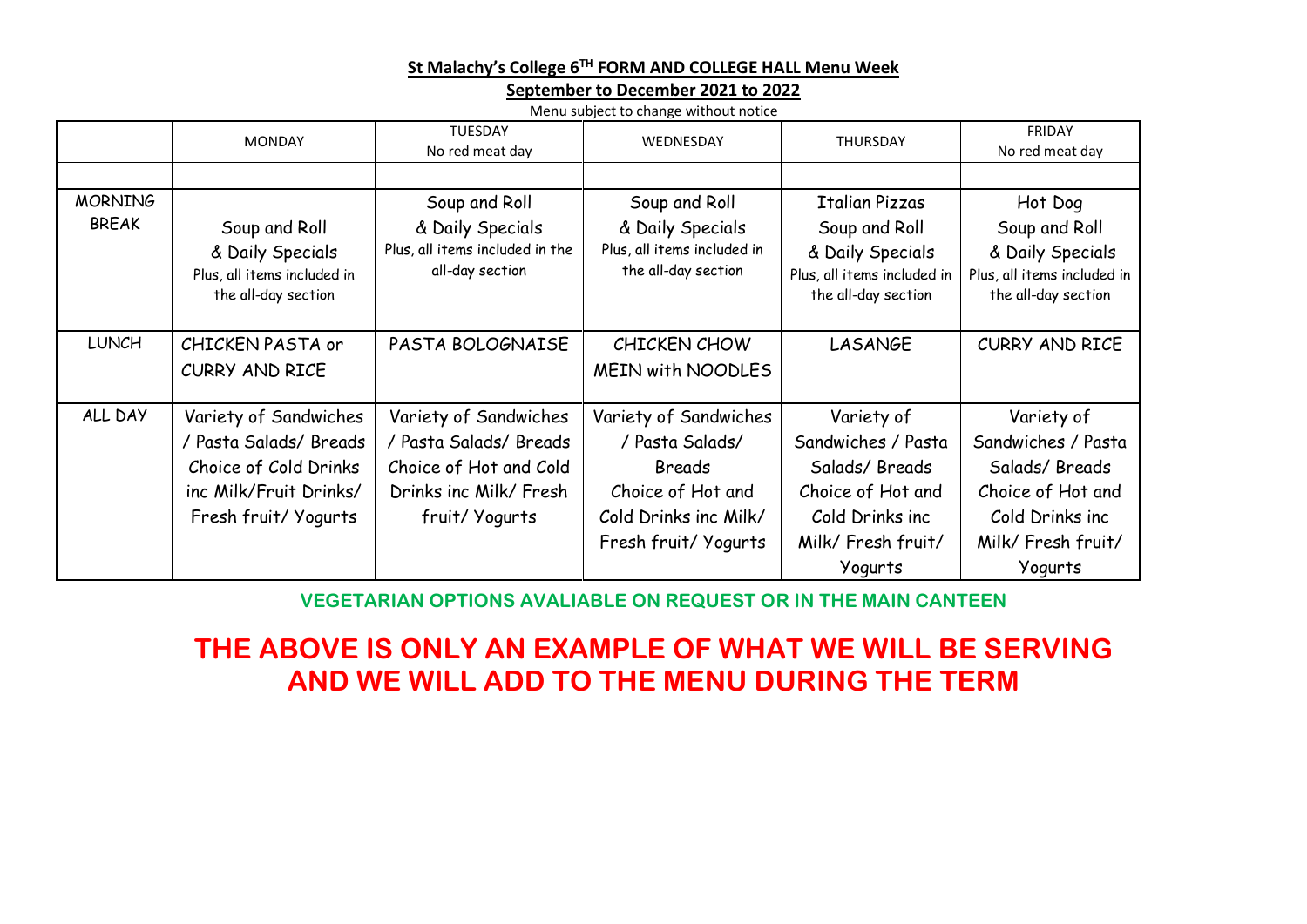**St Malachy's College 6TH FORM AND COLLEGE HALL Menu Week**

**September to December 2021 to 2022**

Menu subject to change without notice

| | MONDAY | TUESDAY No red meat day | WEDNESDAY | THURSDAY | FRIDAY No red meat day |
|---|---|---|---|---|---|
| | | | | | |
| MORNING BREAK | Soup and Roll & Daily Specials Plus, all items included in the all-day section | Soup and Roll & Daily Specials Plus, all items included in the all-day section | Soup and Roll & Daily Specials Plus, all items included in the all-day section | Italian Pizzas Soup and Roll & Daily Specials Plus, all items included in the all-day section | Hot Dog Soup and Roll & Daily Specials Plus, all items included in the all-day section |
| LUNCH | CHICKEN PASTA or CURRY AND RICE | PASTA BOLOGNAISE | CHICKEN CHOW MEIN with NOODLES | LASANGE | CURRY AND RICE |
| ALL DAY | Variety of Sandwiches / Pasta Salads/ Breads Choice of Cold Drinks inc Milk/Fruit Drinks/ Fresh fruit/ Yogurts | Variety of Sandwiches / Pasta Salads/ Breads Choice of Hot and Cold Drinks inc Milk/ Fresh fruit/ Yogurts | Variety of Sandwiches / Pasta Salads/ Breads Choice of Hot and Cold Drinks inc Milk/ Fresh fruit/ Yogurts | Variety of Sandwiches / Pasta Salads/ Breads Choice of Hot and Cold Drinks inc Milk/ Fresh fruit/ Yogurts | Variety of Sandwiches / Pasta Salads/ Breads Choice of Hot and Cold Drinks inc Milk/ Fresh fruit/ Yogurts |

**VEGETARIAN OPTIONS AVALIABLE ON REQUEST OR IN THE MAIN CANTEEN**

**THE ABOVE IS ONLY AN EXAMPLE OF WHAT WE WILL BE SERVING AND WE WILL ADD TO THE MENU DURING THE TERM**